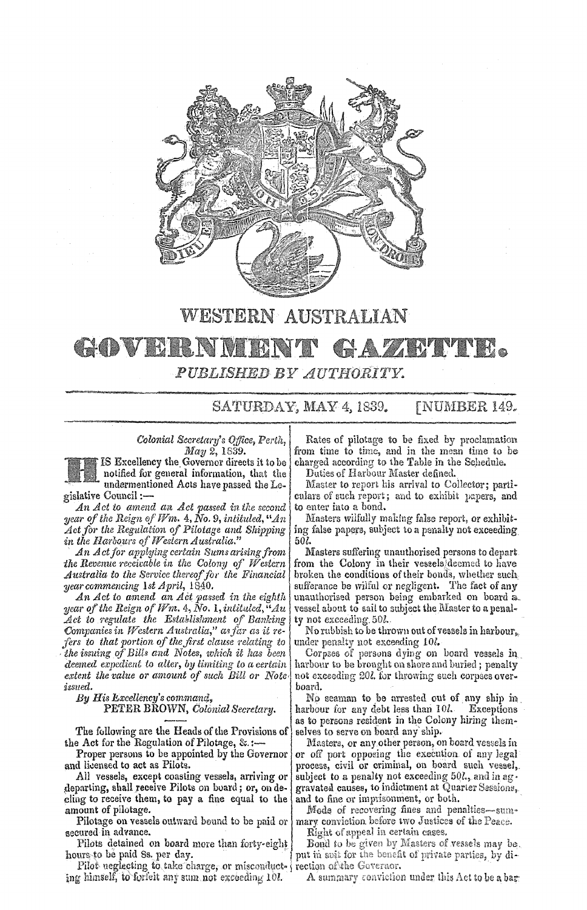# WESTERN AUSTRALIAN GOVERNMENT GAZETTE.

*PUBLISHED BY AUTHORITY.*

SATURDAY, MAY 4, 1839. [NUMBER 149.

*Colonial Secretary's Office, Perth, May 2, 1839.*

HIS Excellency the Governor directs it to be notified for general information, that the undermentioned Acts have passed the Legislative Council:—

*An Act to amend an Act passed in the second year of the Reign of Wm. 4, No. 9, intituled, "An Act for the Regulation of Pilotage and Shipping in the Harbours of Western Australia."*

*An Act for applying certain Sums arising from the Revenue receivable in the Colony of Western Australia to the Service thereof for the Financial year commencing 1st April, 1840.*

*An Act to amend an Act passed in the eighth year of the Reign of Wm. 4, No. 1, intituled, "An Act to regulate the Establishment of Banking Companies in Western Australia," as far as it refers to that portion of the first clause relating to the issuing of Bills and Notes, which it has been deemed expedient to alter, by limiting to a certain extent the value or amount of such Bill or Note issued.*

*By His Excellency's command,*
PETER BROWN, *Colonial Secretary.*

---

The following are the Heads of the Provisions of the Act for the Regulation of Pilotage, &c.:—

Proper persons to be appointed by the Governor and licensed to act as Pilots.

All vessels, except coasting vessels, arriving or departing, shall receive Pilots on board; or, on declining to receive them, to pay a fine equal to the amount of pilotage.

Pilotage on vessels outward bound to be paid or secured in advance.

Pilots detained on board more than forty-eight hours to be paid 8s. per day.

Pilot neglecting to take charge, or misconducting himself, to forfeit any sum not exceeding 10*l.*

Rates of pilotage to be fixed by proclamation from time to time, and in the mean time to be charged according to the Table in the Schedule.

Duties of Harbour Master defined.

Master to report his arrival to Collector; particulars of such report; and to exhibit papers, and to enter into a bond.

Masters wilfully making false report, or exhibiting false papers, subject to a penalty not exceeding 50*l.*

Masters suffering unauthorised persons to depart from the Colony in their vessels, deemed to have broken the conditions of their bonds, whether such sufferance be wilful or negligent. The fact of any unauthorised person being embarked on board a vessel about to sail to subject the Master to a penalty not exceeding 50*l.*

No rubbish to be thrown out of vessels in harbour, under penalty not exceeding 10*l.*

Corpses of persons dying on board vessels in harbour to be brought on shore and buried; penalty not exceeding 20*l.* for throwing such corpses overboard.

No seaman to be arrested out of any ship in harbour for any debt less than 10*l.* Exceptions as to persons resident in the Colony hiring themselves to serve on board any ship.

Masters, or any other person, on board vessels in or off port opposing the execution of any legal process, civil or criminal, on board such vessel, subject to a penalty not exceeding 50*l.*, and in aggravated causes, to indictment at Quarter Sessions, and to fine or imprisonment, or both.

Mode of recovering fines and penalties—summary conviction before two Justices of the Peace.

Right of appeal in certain cases.

Bond to be given by Masters of vessels may be put in suit for the benefit of private parties, by direction of the Governor.

A summary conviction under this Act to be a bar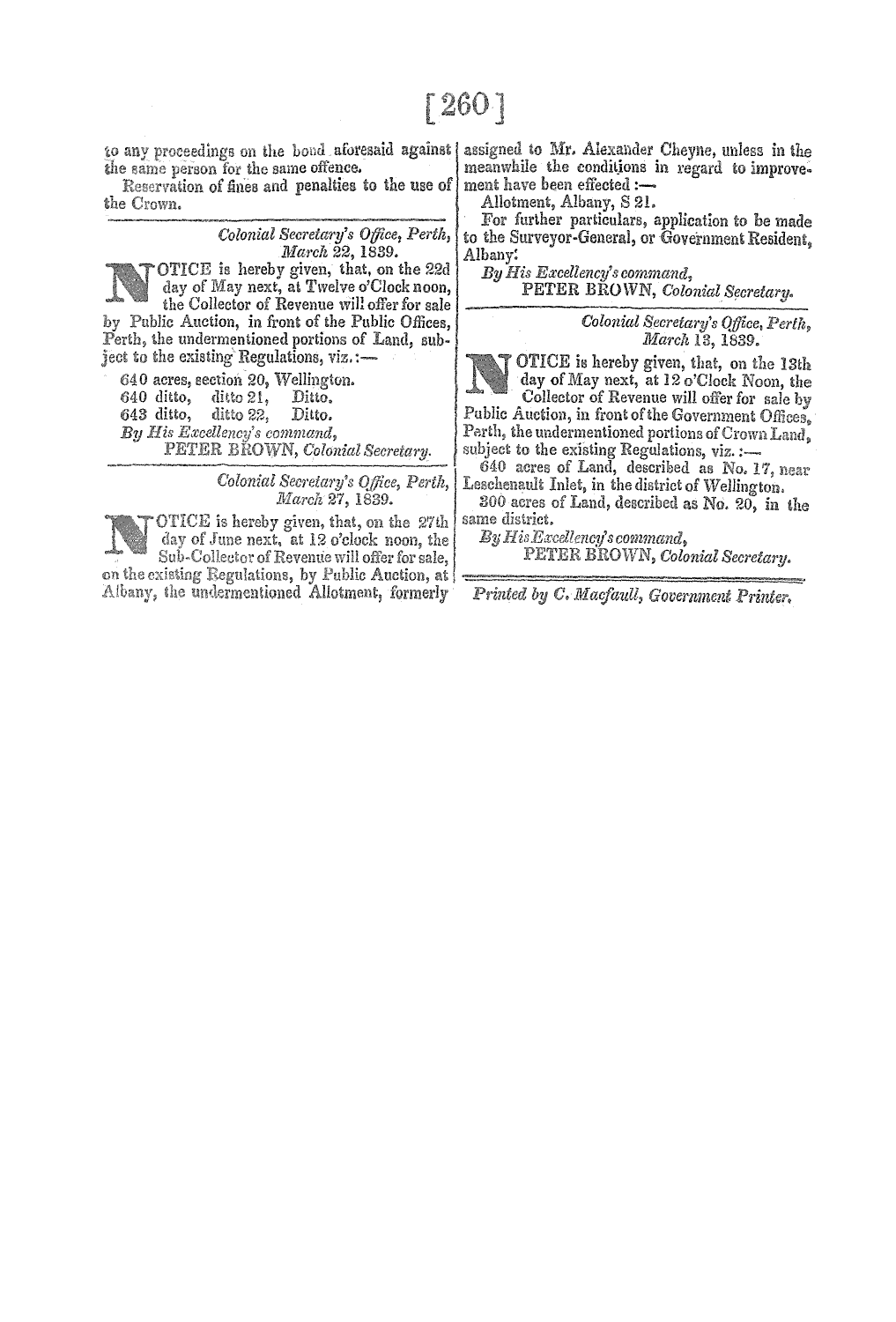to any proceedings on the bond aforesaid against the same person for the same offence.

Reservation of fines and penalties to the use of the Crown.

---

*Colonial Secretary's Office, Perth,*
*March* 22, 1839.

NOTICE is hereby given, that, on the 22d day of May next, at Twelve o'Clock noon, the Collector of Revenue will offer for sale by Public Auction, in front of the Public Offices, Perth, the undermentioned portions of Land, subject to the existing Regulations, viz.:—

640 acres, section 20, Wellington.
640 ditto, ditto 21, Ditto.
643 ditto, ditto 22, Ditto.

*By His Excellency's command,*
PETER BROWN, *Colonial Secretary.*

---

*Colonial Secretary's Office, Perth,*
*March* 27, 1839.

NOTICE is hereby given, that, on the 27th day of June next, at 12 o'clock noon, the Sub-Collector of Revenue will offer for sale, on the existing Regulations, by Public Auction, at Albany, the undermentioned Allotment, formerly assigned to Mr. Alexander Cheyne, unless in the meanwhile the conditions in regard to improvement have been effected:—

Allotment, Albany, S 21.

For further particulars, application to be made to the Surveyor-General, or Government Resident, Albany.

*By His Excellency's command,*
PETER BROWN, *Colonial Secretary.*

---

*Colonial Secretary's Office, Perth,*
*March* 13, 1839.

NOTICE is hereby given, that, on the 13th day of May next, at 12 o'Clock Noon, the Collector of Revenue will offer for sale by Public Auction, in front of the Government Offices, Perth, the undermentioned portions of Crown Land, subject to the existing Regulations, viz.:—

640 acres of Land, described as No. 17, near Leschenault Inlet, in the district of Wellington.

300 acres of Land, described as No. 20, in the same district.

*By His Excellency's command,*
PETER BROWN, *Colonial Secretary.*

---

*Printed by C. Macfaull, Government Printer.*